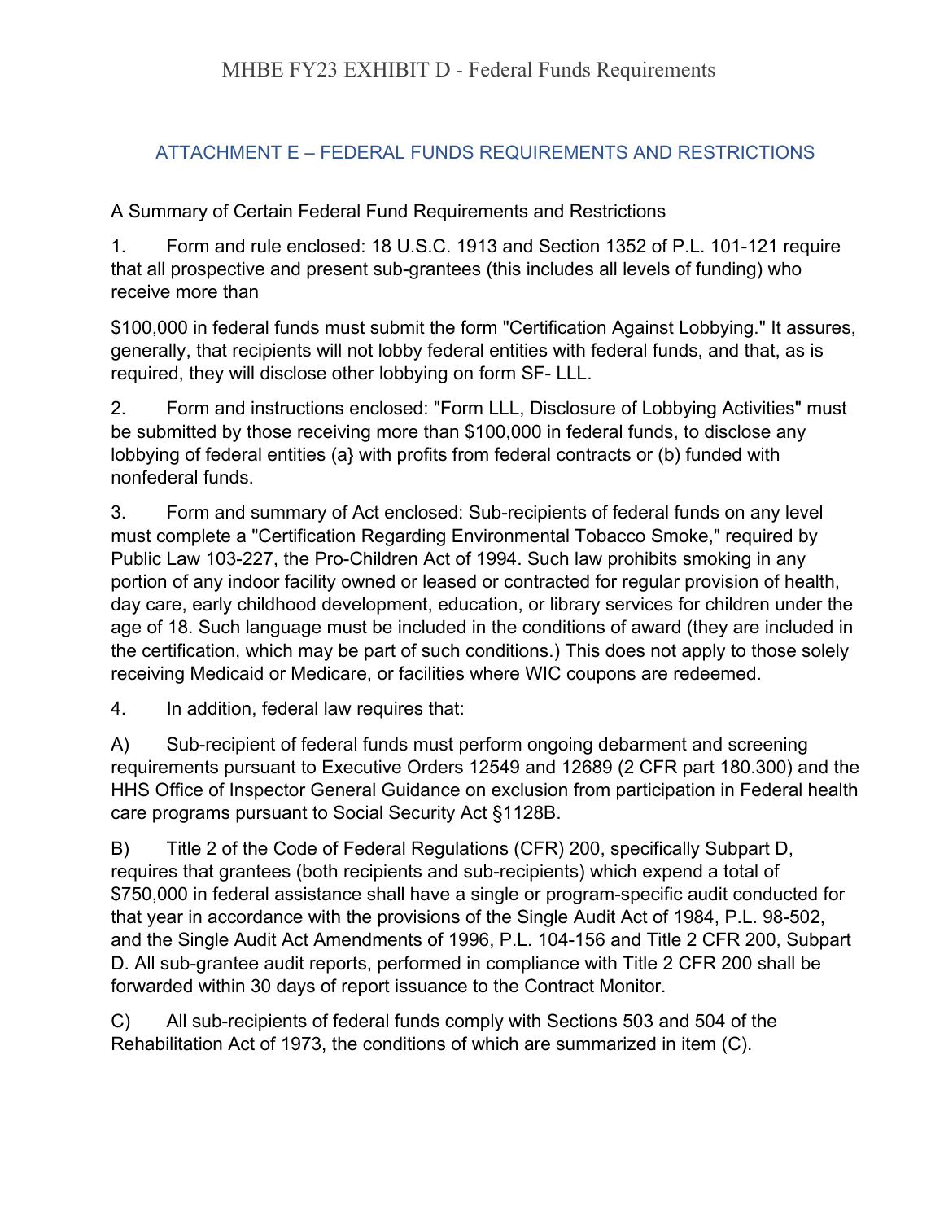# MHBE FY23 EXHIBIT D - Federal Funds Requirements

## ATTACHMENT E – FEDERAL FUNDS REQUIREMENTS AND RESTRICTIONS

A Summary of Certain Federal Fund Requirements and Restrictions

1. Form and rule enclosed: 18 U.S.C. 1913 and Section 1352 of P.L. 101-121 require that all prospective and present sub-grantees (this includes all levels of funding) who receive more than

$100,000 in federal funds must submit the form "Certification Against Lobbying." It assures, generally, that recipients will not lobby federal entities with federal funds, and that, as is required, they will disclose other lobbying on form SF- LLL.

2. Form and instructions enclosed: "Form LLL, Disclosure of Lobbying Activities" must be submitted by those receiving more than $100,000 in federal funds, to disclose any lobbying of federal entities (a} with profits from federal contracts or (b) funded with nonfederal funds.

3. Form and summary of Act enclosed: Sub-recipients of federal funds on any level must complete a "Certification Regarding Environmental Tobacco Smoke," required by Public Law 103-227, the Pro-Children Act of 1994. Such law prohibits smoking in any portion of any indoor facility owned or leased or contracted for regular provision of health, day care, early childhood development, education, or library services for children under the age of 18. Such language must be included in the conditions of award (they are included in the certification, which may be part of such conditions.) This does not apply to those solely receiving Medicaid or Medicare, or facilities where WIC coupons are redeemed.

4. In addition, federal law requires that:

A) Sub-recipient of federal funds must perform ongoing debarment and screening requirements pursuant to Executive Orders 12549 and 12689 (2 CFR part 180.300) and the HHS Office of Inspector General Guidance on exclusion from participation in Federal health care programs pursuant to Social Security Act §1128B.

B) Title 2 of the Code of Federal Regulations (CFR) 200, specifically Subpart D, requires that grantees (both recipients and sub-recipients) which expend a total of $750,000 in federal assistance shall have a single or program-specific audit conducted for that year in accordance with the provisions of the Single Audit Act of 1984, P.L. 98-502, and the Single Audit Act Amendments of 1996, P.L. 104-156 and Title 2 CFR 200, Subpart D. All sub-grantee audit reports, performed in compliance with Title 2 CFR 200 shall be forwarded within 30 days of report issuance to the Contract Monitor.

C) All sub-recipients of federal funds comply with Sections 503 and 504 of the Rehabilitation Act of 1973, the conditions of which are summarized in item (C).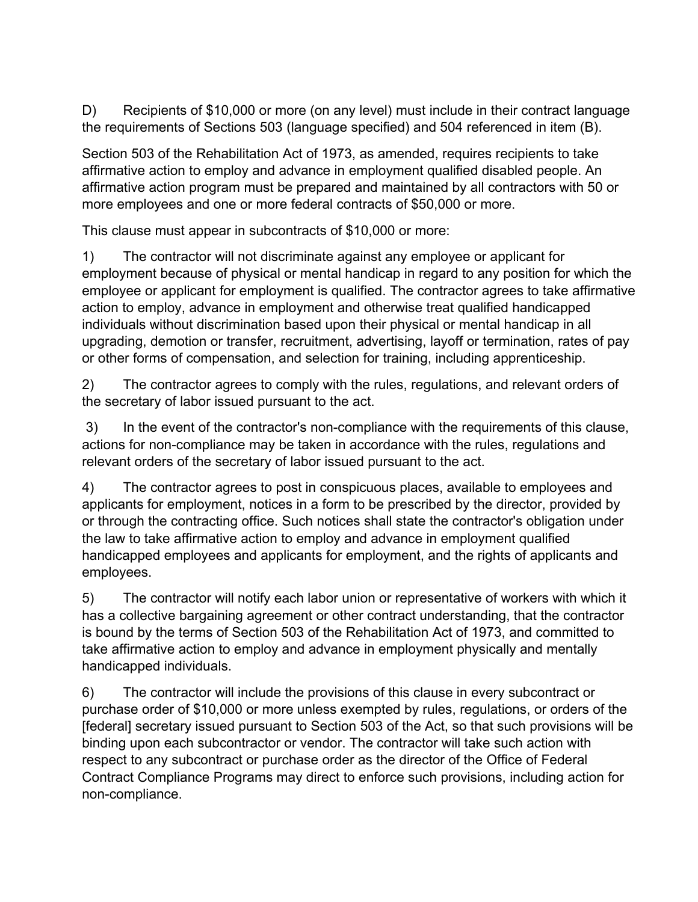D) Recipients of $10,000 or more (on any level) must include in their contract language the requirements of Sections 503 (language specified) and 504 referenced in item (B).

Section 503 of the Rehabilitation Act of 1973, as amended, requires recipients to take affirmative action to employ and advance in employment qualified disabled people. An affirmative action program must be prepared and maintained by all contractors with 50 or more employees and one or more federal contracts of $50,000 or more.

This clause must appear in subcontracts of $10,000 or more:

1) The contractor will not discriminate against any employee or applicant for employment because of physical or mental handicap in regard to any position for which the employee or applicant for employment is qualified. The contractor agrees to take affirmative action to employ, advance in employment and otherwise treat qualified handicapped individuals without discrimination based upon their physical or mental handicap in all upgrading, demotion or transfer, recruitment, advertising, layoff or termination, rates of pay or other forms of compensation, and selection for training, including apprenticeship.

2) The contractor agrees to comply with the rules, regulations, and relevant orders of the secretary of labor issued pursuant to the act.

3) In the event of the contractor's non-compliance with the requirements of this clause, actions for non-compliance may be taken in accordance with the rules, regulations and relevant orders of the secretary of labor issued pursuant to the act.

4) The contractor agrees to post in conspicuous places, available to employees and applicants for employment, notices in a form to be prescribed by the director, provided by or through the contracting office. Such notices shall state the contractor's obligation under the law to take affirmative action to employ and advance in employment qualified handicapped employees and applicants for employment, and the rights of applicants and employees.

5) The contractor will notify each labor union or representative of workers with which it has a collective bargaining agreement or other contract understanding, that the contractor is bound by the terms of Section 503 of the Rehabilitation Act of 1973, and committed to take affirmative action to employ and advance in employment physically and mentally handicapped individuals.

6) The contractor will include the provisions of this clause in every subcontract or purchase order of $10,000 or more unless exempted by rules, regulations, or orders of the [federal] secretary issued pursuant to Section 503 of the Act, so that such provisions will be binding upon each subcontractor or vendor. The contractor will take such action with respect to any subcontract or purchase order as the director of the Office of Federal Contract Compliance Programs may direct to enforce such provisions, including action for non-compliance.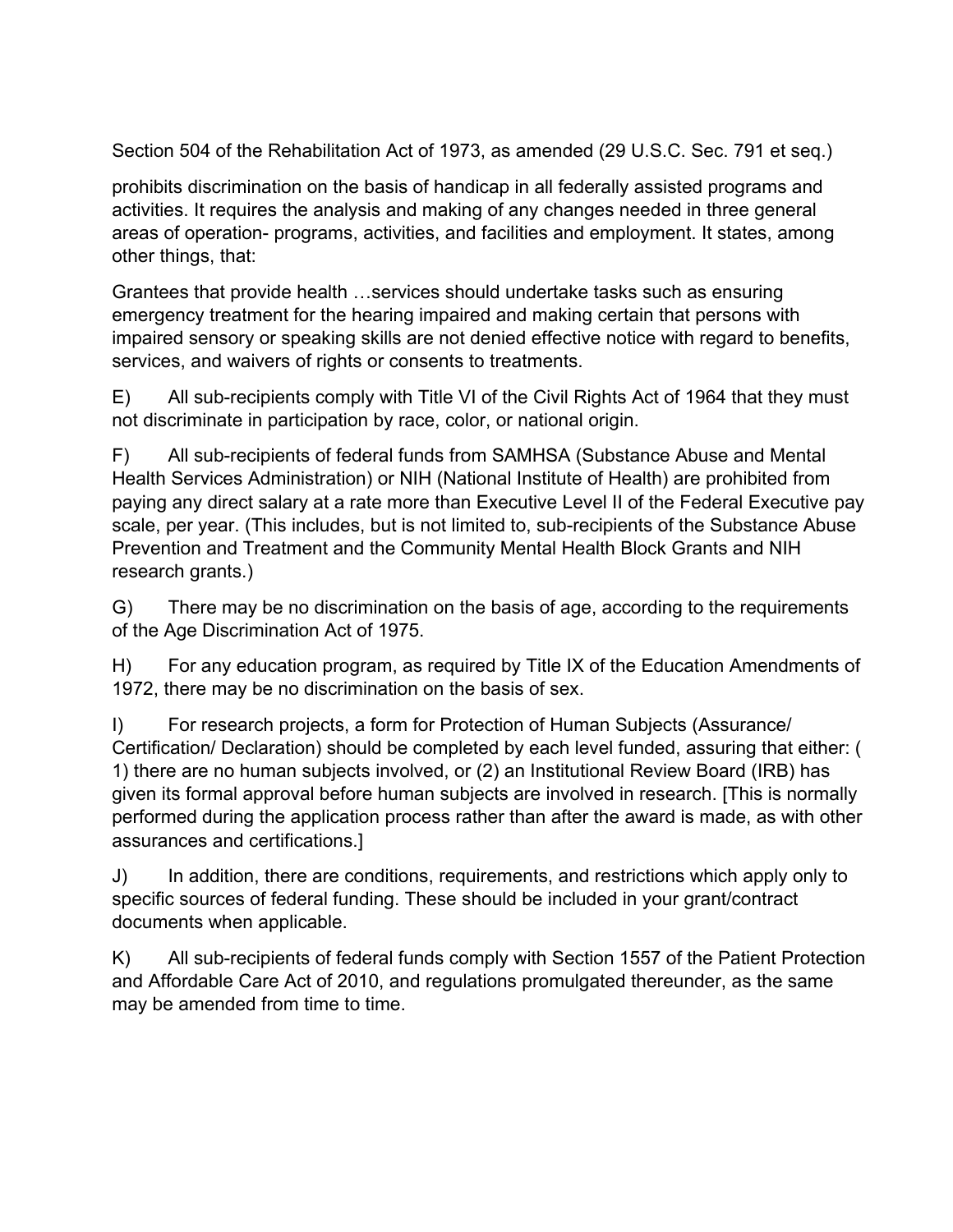Section 504 of the Rehabilitation Act of 1973, as amended (29 U.S.C. Sec. 791 et seq.)

prohibits discrimination on the basis of handicap in all federally assisted programs and activities. It requires the analysis and making of any changes needed in three general areas of operation- programs, activities, and facilities and employment. It states, among other things, that:

Grantees that provide health …services should undertake tasks such as ensuring emergency treatment for the hearing impaired and making certain that persons with impaired sensory or speaking skills are not denied effective notice with regard to benefits, services, and waivers of rights or consents to treatments.

E) All sub-recipients comply with Title VI of the Civil Rights Act of 1964 that they must not discriminate in participation by race, color, or national origin.

F) All sub-recipients of federal funds from SAMHSA (Substance Abuse and Mental Health Services Administration) or NIH (National Institute of Health) are prohibited from paying any direct salary at a rate more than Executive Level II of the Federal Executive pay scale, per year. (This includes, but is not limited to, sub-recipients of the Substance Abuse Prevention and Treatment and the Community Mental Health Block Grants and NIH research grants.)

G) There may be no discrimination on the basis of age, according to the requirements of the Age Discrimination Act of 1975.

H) For any education program, as required by Title IX of the Education Amendments of 1972, there may be no discrimination on the basis of sex.

I) For research projects, a form for Protection of Human Subjects (Assurance/ Certification/ Declaration) should be completed by each level funded, assuring that either: ( 1) there are no human subjects involved, or (2) an Institutional Review Board (IRB) has given its formal approval before human subjects are involved in research. [This is normally performed during the application process rather than after the award is made, as with other assurances and certifications.]

J) In addition, there are conditions, requirements, and restrictions which apply only to specific sources of federal funding. These should be included in your grant/contract documents when applicable.

K) All sub-recipients of federal funds comply with Section 1557 of the Patient Protection and Affordable Care Act of 2010, and regulations promulgated thereunder, as the same may be amended from time to time.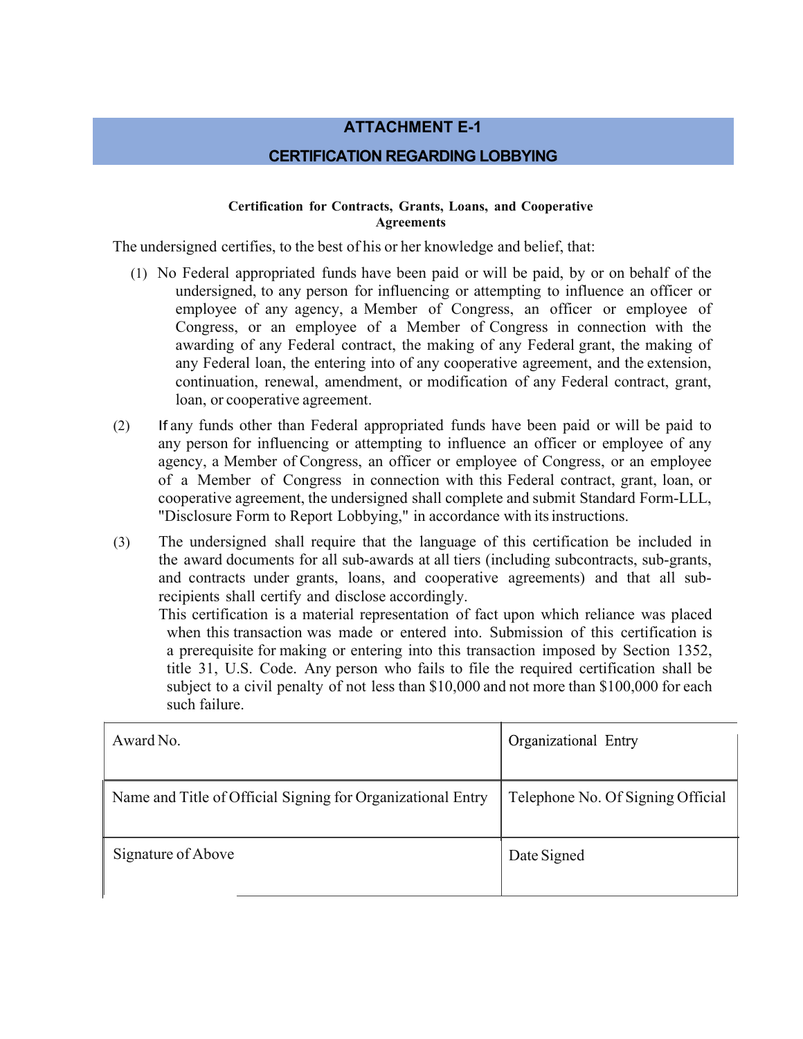# ATTACHMENT E-1

## CERTIFICATION REGARDING LOBBYING

**Certification for Contracts, Grants, Loans, and Cooperative Agreements**

The undersigned certifies, to the best of his or her knowledge and belief, that:

(1) No Federal appropriated funds have been paid or will be paid, by or on behalf of the undersigned, to any person for influencing or attempting to influence an officer or employee of any agency, a Member of Congress, an officer or employee of Congress, or an employee of a Member of Congress in connection with the awarding of any Federal contract, the making of any Federal grant, the making of any Federal loan, the entering into of any cooperative agreement, and the extension, continuation, renewal, amendment, or modification of any Federal contract, grant, loan, or cooperative agreement.

(2) If any funds other than Federal appropriated funds have been paid or will be paid to any person for influencing or attempting to influence an officer or employee of any agency, a Member of Congress, an officer or employee of Congress, or an employee of a Member of Congress in connection with this Federal contract, grant, loan, or cooperative agreement, the undersigned shall complete and submit Standard Form-LLL, "Disclosure Form to Report Lobbying," in accordance with its instructions.

(3) The undersigned shall require that the language of this certification be included in the award documents for all sub-awards at all tiers (including subcontracts, sub-grants, and contracts under grants, loans, and cooperative agreements) and that all sub-recipients shall certify and disclose accordingly.

This certification is a material representation of fact upon which reliance was placed when this transaction was made or entered into. Submission of this certification is a prerequisite for making or entering into this transaction imposed by Section 1352, title 31, U.S. Code. Any person who fails to file the required certification shall be subject to a civil penalty of not less than $10,000 and not more than $100,000 for each such failure.

| | |
|---|---|
| Award No. | Organizational Entry |
| Name and Title of Official Signing for Organizational Entry | Telephone No. Of Signing Official |
| Signature of Above | Date Signed |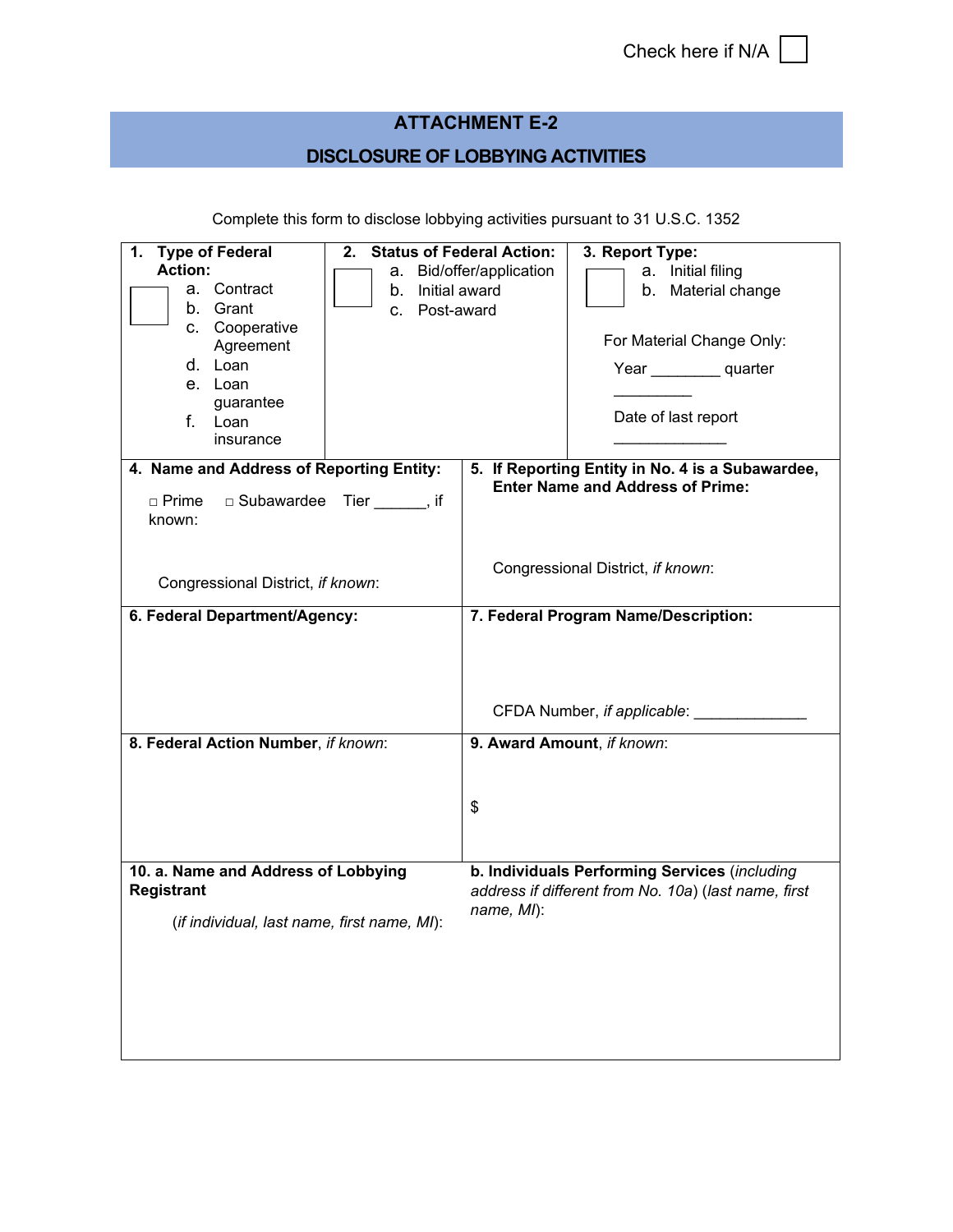Check here if N/A ☐

## ATTACHMENT E-2

## DISCLOSURE OF LOBBYING ACTIVITIES

Complete this form to disclose lobbying activities pursuant to 31 U.S.C. 1352

| **1. Type of Federal Action:** ☐ a. Contract b. Grant c. Cooperative Agreement d. Loan e. Loan guarantee f. Loan insurance | **2. Status of Federal Action:** ☐ a. Bid/offer/application b. Initial award c. Post-award | **3. Report Type:** ☐ a. Initial filing b. Material change<br><br>For Material Change Only:<br>Year ________ quarter _________<br>Date of last report _____________ |
|---|---|---|

| **4. Name and Address of Reporting Entity:**<br>□ Prime □ Subawardee Tier ______, if known:<br><br>Congressional District, *if known*: | **5. If Reporting Entity in No. 4 is a Subawardee, Enter Name and Address of Prime:**<br><br>Congressional District, *if known*: |
|---|---|
| **6. Federal Department/Agency:** | **7. Federal Program Name/Description:**<br><br>CFDA Number, *if applicable*: _____________ |
| **8. Federal Action Number**, *if known*: | **9. Award Amount**, *if known*:<br><br>$ |
| **10. a. Name and Address of Lobbying Registrant**<br>(*if individual, last name, first name, MI*): | **b. Individuals Performing Services** (*including address if different from No. 10a*) (*last name, first name, MI*): |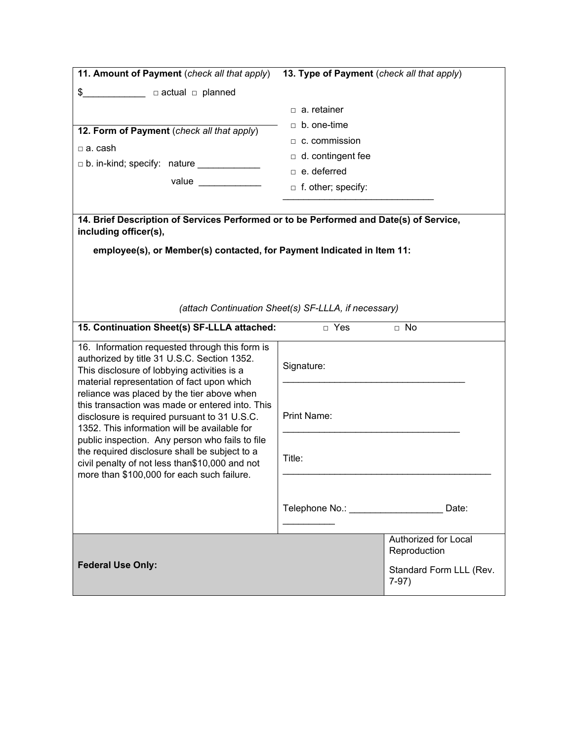**11. Amount of Payment** (*check all that apply*)

$____________ □ actual □ planned

**12. Form of Payment** (*check all that apply*)

□ a. cash

□ b. in-kind; specify: nature ____________

value ____________

**13. Type of Payment** (*check all that apply*)

□ a. retainer

□ b. one-time

□ c. commission

□ d. contingent fee

□ e. deferred

□ f. other; specify: ______________________________

**14. Brief Description of Services Performed or to be Performed and Date(s) of Service, including officer(s),**

**employee(s), or Member(s) contacted, for Payment Indicated in Item 11:**

*(attach Continuation Sheet(s) SF-LLLA, if necessary)*

**15. Continuation Sheet(s) SF-LLLA attached:** □ Yes □ No

16. Information requested through this form is authorized by title 31 U.S.C. Section 1352. This disclosure of lobbying activities is a material representation of fact upon which reliance was placed by the tier above when this transaction was made or entered into. This disclosure is required pursuant to 31 U.S.C. 1352. This information will be available for public inspection. Any person who fails to file the required disclosure shall be subject to a civil penalty of not less than$10,000 and not more than $100,000 for each such failure.

Signature: ____________________________________

Print Name: ___________________________________

Title: ___________________________________________

Telephone No.: __________________ Date: __________

**Federal Use Only:**

Authorized for Local Reproduction

Standard Form LLL (Rev. 7-97)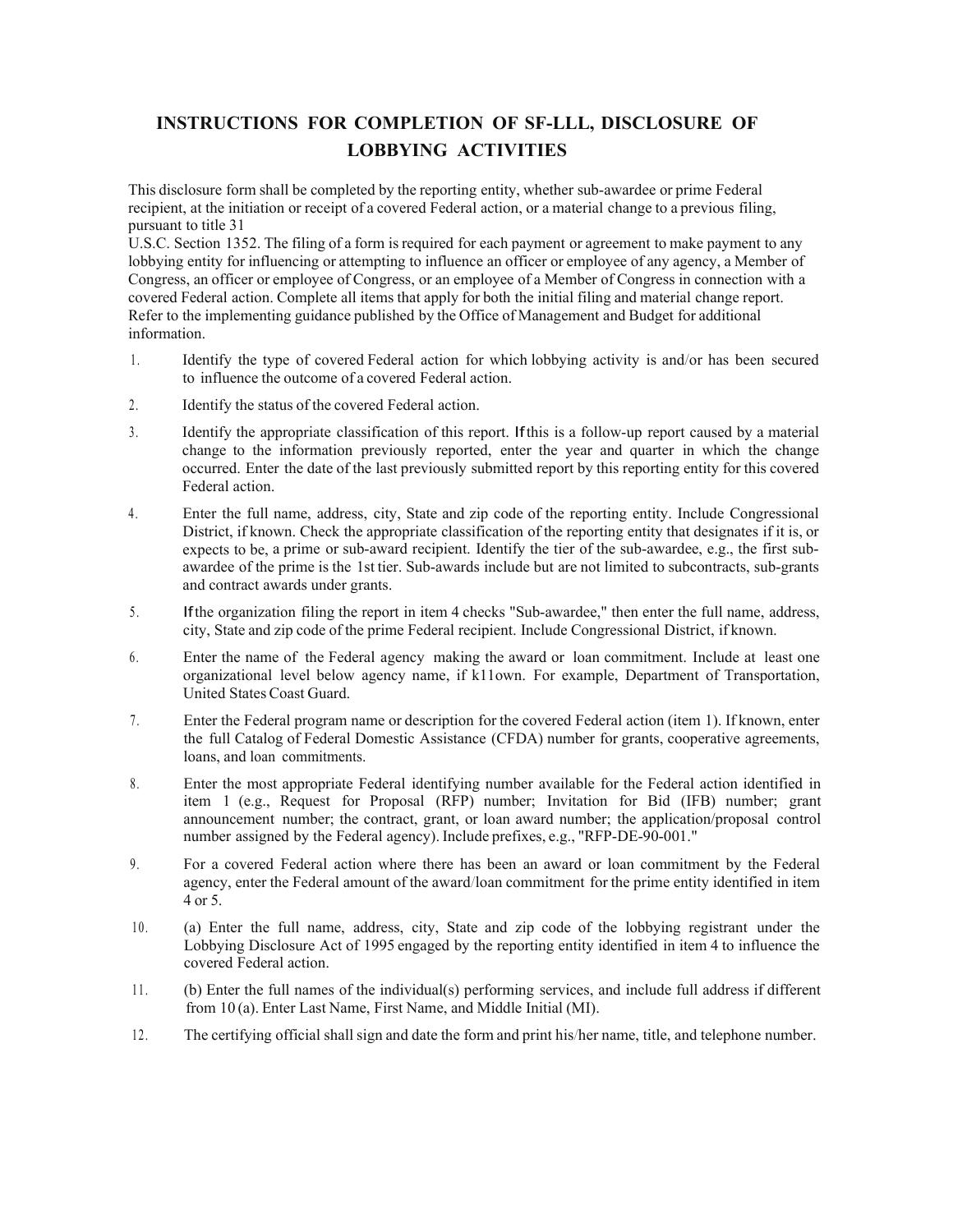# INSTRUCTIONS FOR COMPLETION OF SF-LLL, DISCLOSURE OF LOBBYING ACTIVITIES

This disclosure form shall be completed by the reporting entity, whether sub-awardee or prime Federal recipient, at the initiation or receipt of a covered Federal action, or a material change to a previous filing, pursuant to title 31 U.S.C. Section 1352. The filing of a form is required for each payment or agreement to make payment to any lobbying entity for influencing or attempting to influence an officer or employee of any agency, a Member of Congress, an officer or employee of Congress, or an employee of a Member of Congress in connection with a covered Federal action. Complete all items that apply for both the initial filing and material change report. Refer to the implementing guidance published by the Office of Management and Budget for additional information.

1. Identify the type of covered Federal action for which lobbying activity is and/or has been secured to influence the outcome of a covered Federal action.
2. Identify the status of the covered Federal action.
3. Identify the appropriate classification of this report. If this is a follow-up report caused by a material change to the information previously reported, enter the year and quarter in which the change occurred. Enter the date of the last previously submitted report by this reporting entity for this covered Federal action.
4. Enter the full name, address, city, State and zip code of the reporting entity. Include Congressional District, if known. Check the appropriate classification of the reporting entity that designates if it is, or expects to be, a prime or sub-award recipient. Identify the tier of the sub-awardee, e.g., the first sub-awardee of the prime is the 1st tier. Sub-awards include but are not limited to subcontracts, sub-grants and contract awards under grants.
5. If the organization filing the report in item 4 checks "Sub-awardee," then enter the full name, address, city, State and zip code of the prime Federal recipient. Include Congressional District, if known.
6. Enter the name of the Federal agency making the award or loan commitment. Include at least one organizational level below agency name, if k11own. For example, Department of Transportation, United States Coast Guard.
7. Enter the Federal program name or description for the covered Federal action (item 1). If known, enter the full Catalog of Federal Domestic Assistance (CFDA) number for grants, cooperative agreements, loans, and loan commitments.
8. Enter the most appropriate Federal identifying number available for the Federal action identified in item 1 (e.g., Request for Proposal (RFP) number; Invitation for Bid (IFB) number; grant announcement number; the contract, grant, or loan award number; the application/proposal control number assigned by the Federal agency). Include prefixes, e.g., "RFP-DE-90-001."
9. For a covered Federal action where there has been an award or loan commitment by the Federal agency, enter the Federal amount of the award/loan commitment for the prime entity identified in item 4 or 5.
10. (a) Enter the full name, address, city, State and zip code of the lobbying registrant under the Lobbying Disclosure Act of 1995 engaged by the reporting entity identified in item 4 to influence the covered Federal action.
11. (b) Enter the full names of the individual(s) performing services, and include full address if different from 10 (a). Enter Last Name, First Name, and Middle Initial (MI).
12. The certifying official shall sign and date the form and print his/her name, title, and telephone number.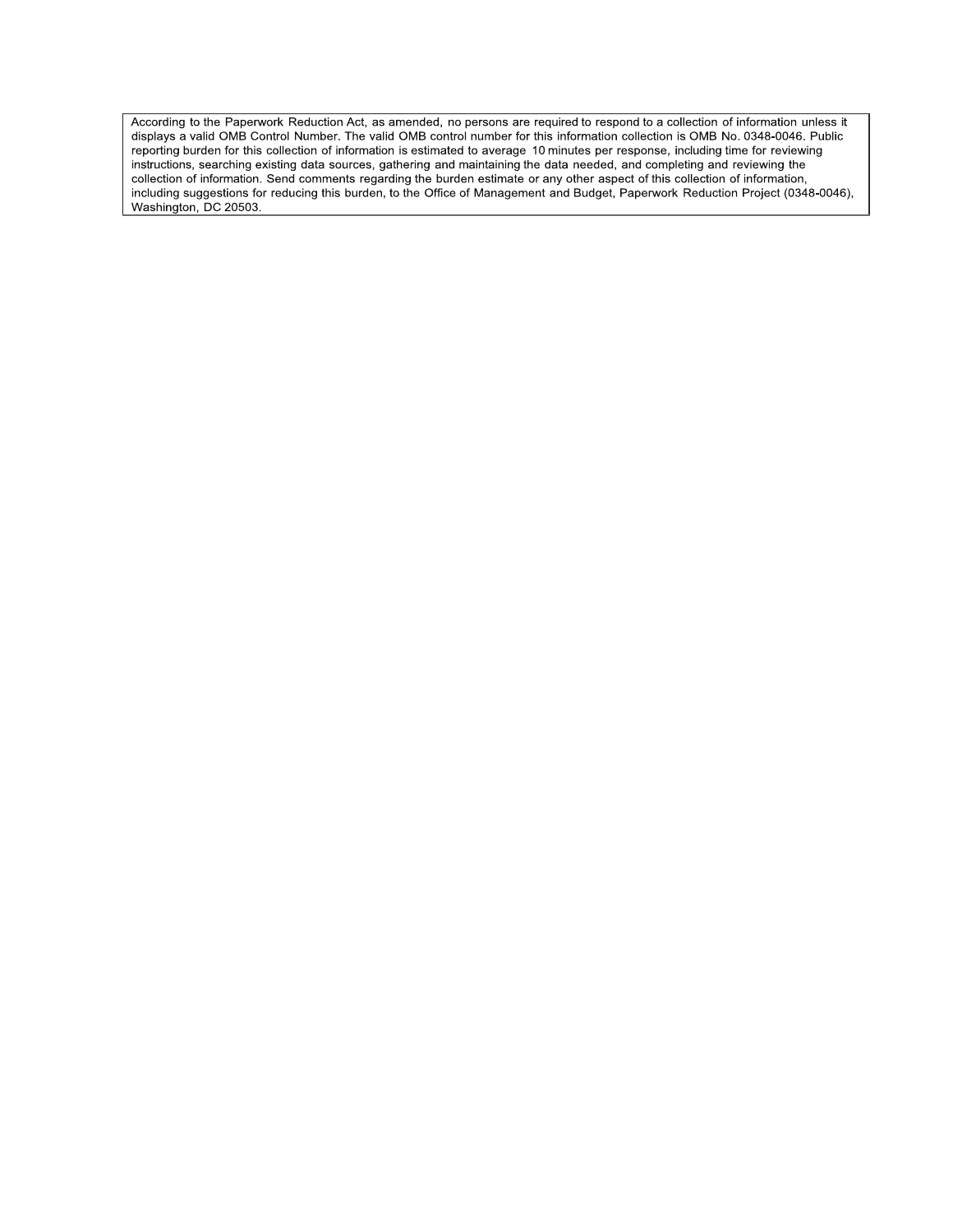According to the Paperwork Reduction Act, as amended, no persons are required to respond to a collection of information unless it displays a valid OMB Control Number. The valid OMB control number for this information collection is OMB No. 0348-0046. Public reporting burden for this collection of information is estimated to average 10 minutes per response, including time for reviewing instructions, searching existing data sources, gathering and maintaining the data needed, and completing and reviewing the collection of information. Send comments regarding the burden estimate or any other aspect of this collection of information, including suggestions for reducing this burden, to the Office of Management and Budget, Paperwork Reduction Project (0348-0046), Washington, DC 20503.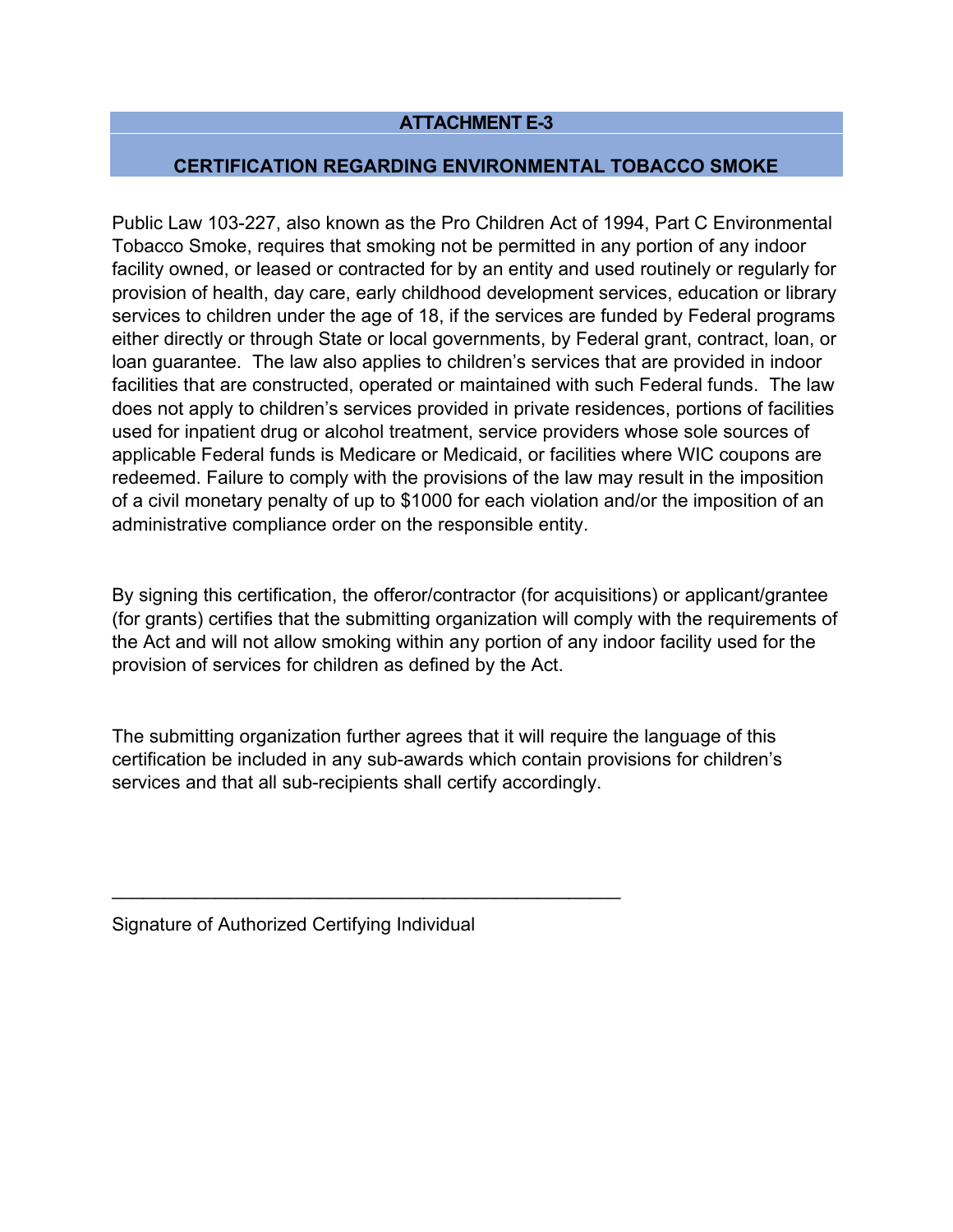## ATTACHMENT E-3

## CERTIFICATION REGARDING ENVIRONMENTAL TOBACCO SMOKE

Public Law 103-227, also known as the Pro Children Act of 1994, Part C Environmental Tobacco Smoke, requires that smoking not be permitted in any portion of any indoor facility owned, or leased or contracted for by an entity and used routinely or regularly for provision of health, day care, early childhood development services, education or library services to children under the age of 18, if the services are funded by Federal programs either directly or through State or local governments, by Federal grant, contract, loan, or loan guarantee. The law also applies to children's services that are provided in indoor facilities that are constructed, operated or maintained with such Federal funds. The law does not apply to children's services provided in private residences, portions of facilities used for inpatient drug or alcohol treatment, service providers whose sole sources of applicable Federal funds is Medicare or Medicaid, or facilities where WIC coupons are redeemed. Failure to comply with the provisions of the law may result in the imposition of a civil monetary penalty of up to $1000 for each violation and/or the imposition of an administrative compliance order on the responsible entity.

By signing this certification, the offeror/contractor (for acquisitions) or applicant/grantee (for grants) certifies that the submitting organization will comply with the requirements of the Act and will not allow smoking within any portion of any indoor facility used for the provision of services for children as defined by the Act.

The submitting organization further agrees that it will require the language of this certification be included in any sub-awards which contain provisions for children's services and that all sub-recipients shall certify accordingly.

\_\_\_\_\_\_\_\_\_\_\_\_\_\_\_\_\_\_\_\_\_\_\_\_\_\_\_\_\_\_\_\_\_\_\_\_\_\_\_\_\_\_\_\_\_\_

Signature of Authorized Certifying Individual